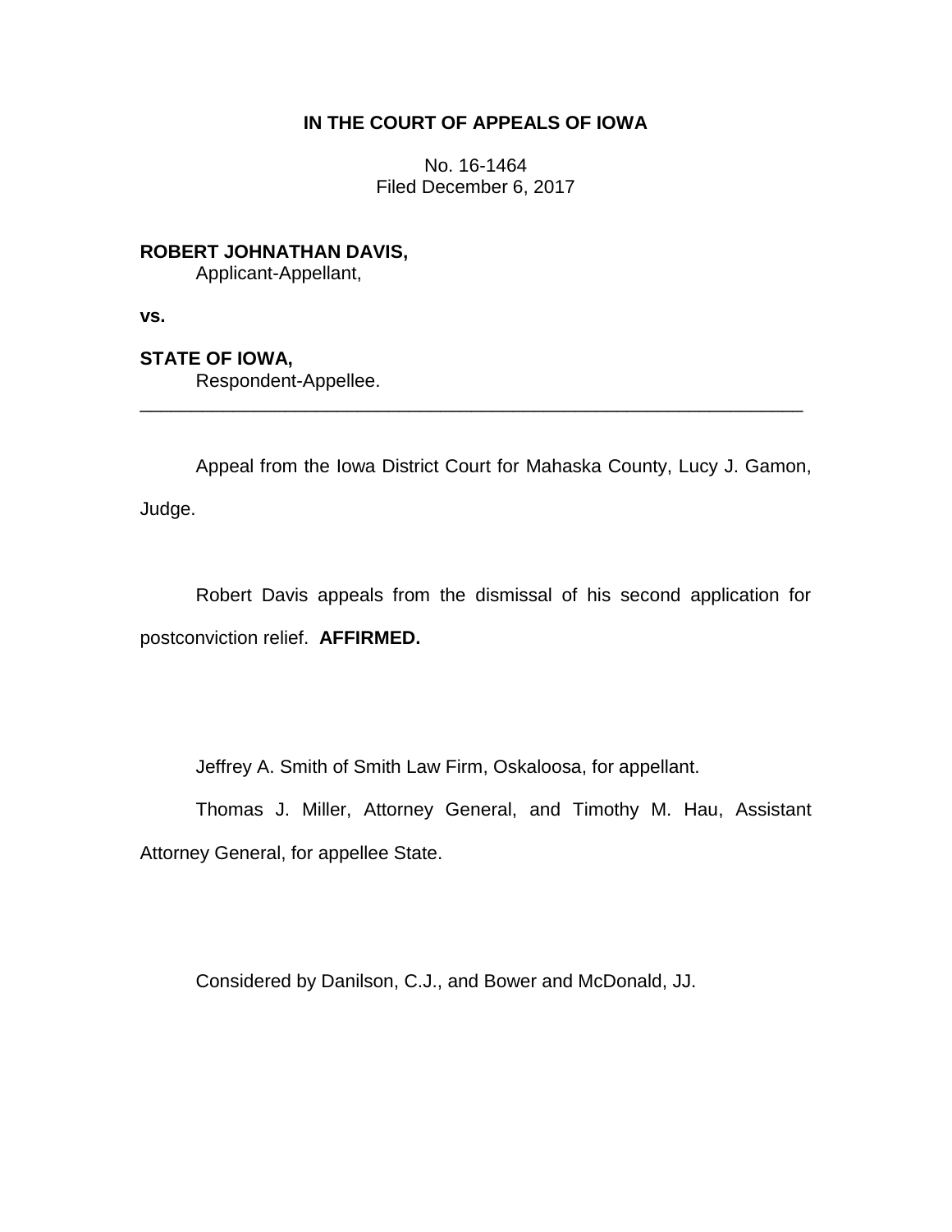**IN THE COURT OF APPEALS OF IOWA**

No. 16-1464
Filed December 6, 2017

**ROBERT JOHNATHAN DAVIS,**
Applicant-Appellant,

**vs.**

**STATE OF IOWA,**
Respondent-Appellee.

---

Appeal from the Iowa District Court for Mahaska County, Lucy J. Gamon, Judge.

Robert Davis appeals from the dismissal of his second application for postconviction relief. **AFFIRMED.**

Jeffrey A. Smith of Smith Law Firm, Oskaloosa, for appellant.

Thomas J. Miller, Attorney General, and Timothy M. Hau, Assistant Attorney General, for appellee State.

Considered by Danilson, C.J., and Bower and McDonald, JJ.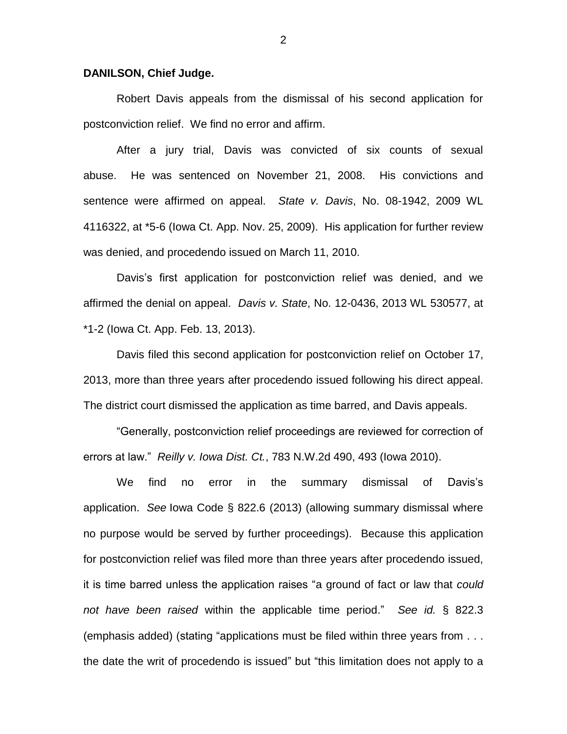**DANILSON, Chief Judge.**

Robert Davis appeals from the dismissal of his second application for postconviction relief. We find no error and affirm.

After a jury trial, Davis was convicted of six counts of sexual abuse. He was sentenced on November 21, 2008. His convictions and sentence were affirmed on appeal. *State v. Davis*, No. 08-1942, 2009 WL 4116322, at *5-6 (Iowa Ct. App. Nov. 25, 2009). His application for further review was denied, and procedendo issued on March 11, 2010.

Davis's first application for postconviction relief was denied, and we affirmed the denial on appeal. *Davis v. State*, No. 12-0436, 2013 WL 530577, at *1-2 (Iowa Ct. App. Feb. 13, 2013).

Davis filed this second application for postconviction relief on October 17, 2013, more than three years after procedendo issued following his direct appeal. The district court dismissed the application as time barred, and Davis appeals.

"Generally, postconviction relief proceedings are reviewed for correction of errors at law." *Reilly v. Iowa Dist. Ct.*, 783 N.W.2d 490, 493 (Iowa 2010).

We find no error in the summary dismissal of Davis's application. *See* Iowa Code § 822.6 (2013) (allowing summary dismissal where no purpose would be served by further proceedings). Because this application for postconviction relief was filed more than three years after procedendo issued, it is time barred unless the application raises "a ground of fact or law that *could not have been raised* within the applicable time period." *See id.* § 822.3 (emphasis added) (stating "applications must be filed within three years from . . . the date the writ of procedendo is issued" but "this limitation does not apply to a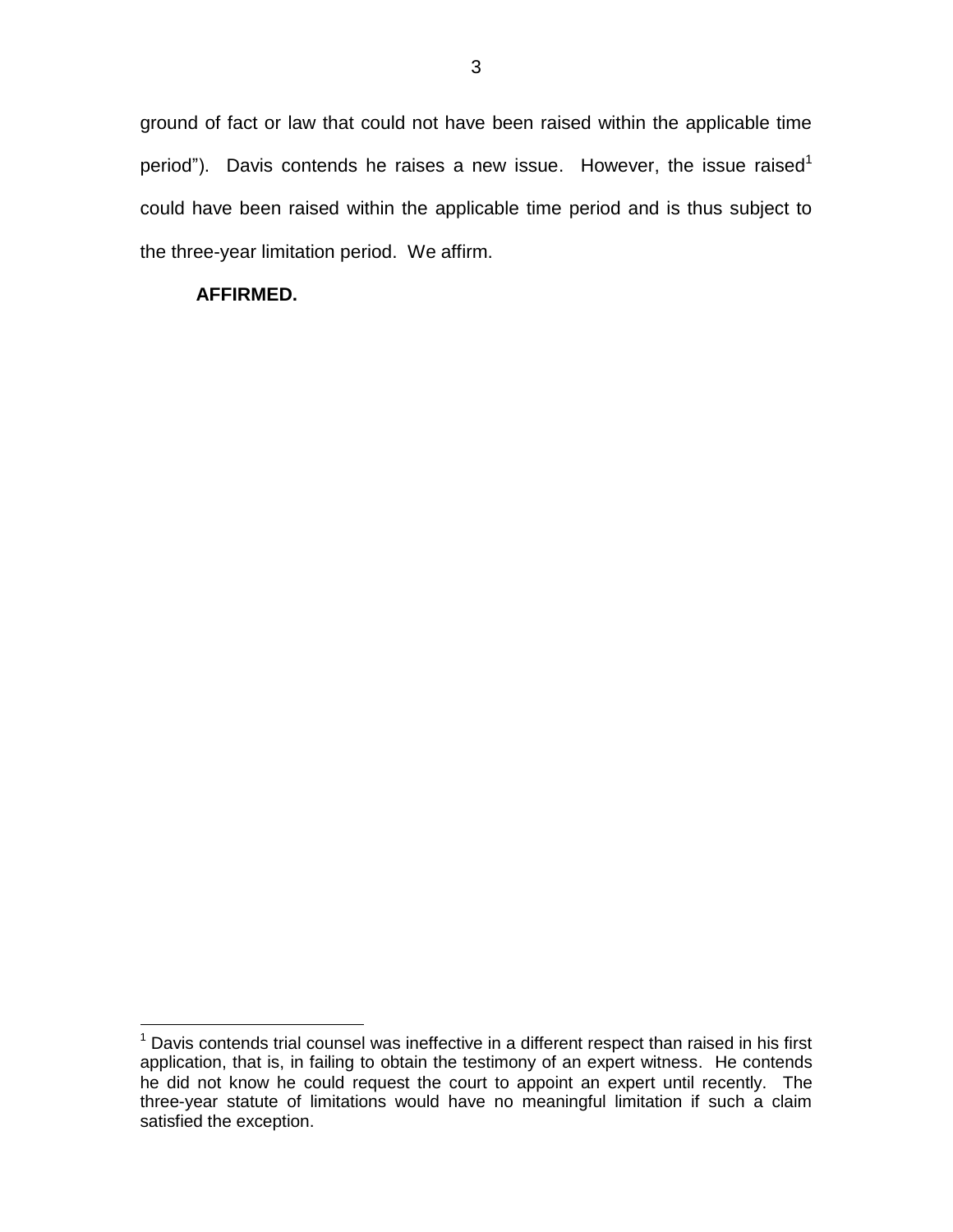ground of fact or law that could not have been raised within the applicable time period"). Davis contends he raises a new issue. However, the issue raised[1] could have been raised within the applicable time period and is thus subject to the three-year limitation period. We affirm.

**AFFIRMED.**

---

[1] Davis contends trial counsel was ineffective in a different respect than raised in his first application, that is, in failing to obtain the testimony of an expert witness. He contends he did not know he could request the court to appoint an expert until recently. The three-year statute of limitations would have no meaningful limitation if such a claim satisfied the exception.